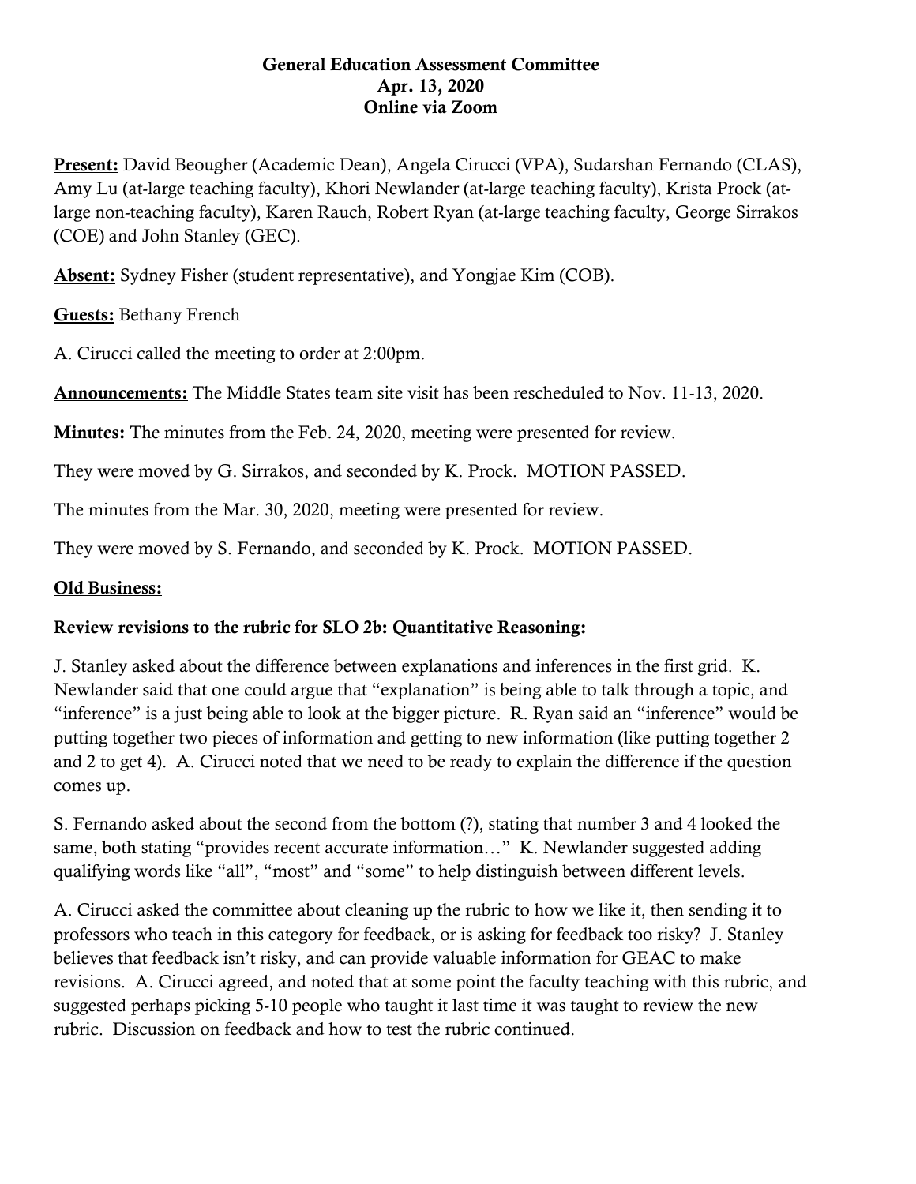**General Education Assessment Committee**
**Apr. 13, 2020**
**Online via Zoom**

**Present:** David Beougher (Academic Dean), Angela Cirucci (VPA), Sudarshan Fernando (CLAS), Amy Lu (at-large teaching faculty), Khori Newlander (at-large teaching faculty), Krista Prock (at-large non-teaching faculty), Karen Rauch, Robert Ryan (at-large teaching faculty, George Sirrakos (COE) and John Stanley (GEC).

**Absent:** Sydney Fisher (student representative), and Yongjae Kim (COB).

**Guests:** Bethany French

A. Cirucci called the meeting to order at 2:00pm.

**Announcements:** The Middle States team site visit has been rescheduled to Nov. 11-13, 2020.

**Minutes:** The minutes from the Feb. 24, 2020, meeting were presented for review.

They were moved by G. Sirrakos, and seconded by K. Prock. MOTION PASSED.

The minutes from the Mar. 30, 2020, meeting were presented for review.

They were moved by S. Fernando, and seconded by K. Prock. MOTION PASSED.

**Old Business:**

**Review revisions to the rubric for SLO 2b: Quantitative Reasoning:**

J. Stanley asked about the difference between explanations and inferences in the first grid. K. Newlander said that one could argue that "explanation" is being able to talk through a topic, and "inference" is a just being able to look at the bigger picture. R. Ryan said an "inference" would be putting together two pieces of information and getting to new information (like putting together 2 and 2 to get 4). A. Cirucci noted that we need to be ready to explain the difference if the question comes up.

S. Fernando asked about the second from the bottom (?), stating that number 3 and 4 looked the same, both stating "provides recent accurate information…" K. Newlander suggested adding qualifying words like "all", "most" and "some" to help distinguish between different levels.

A. Cirucci asked the committee about cleaning up the rubric to how we like it, then sending it to professors who teach in this category for feedback, or is asking for feedback too risky? J. Stanley believes that feedback isn't risky, and can provide valuable information for GEAC to make revisions. A. Cirucci agreed, and noted that at some point the faculty teaching with this rubric, and suggested perhaps picking 5-10 people who taught it last time it was taught to review the new rubric. Discussion on feedback and how to test the rubric continued.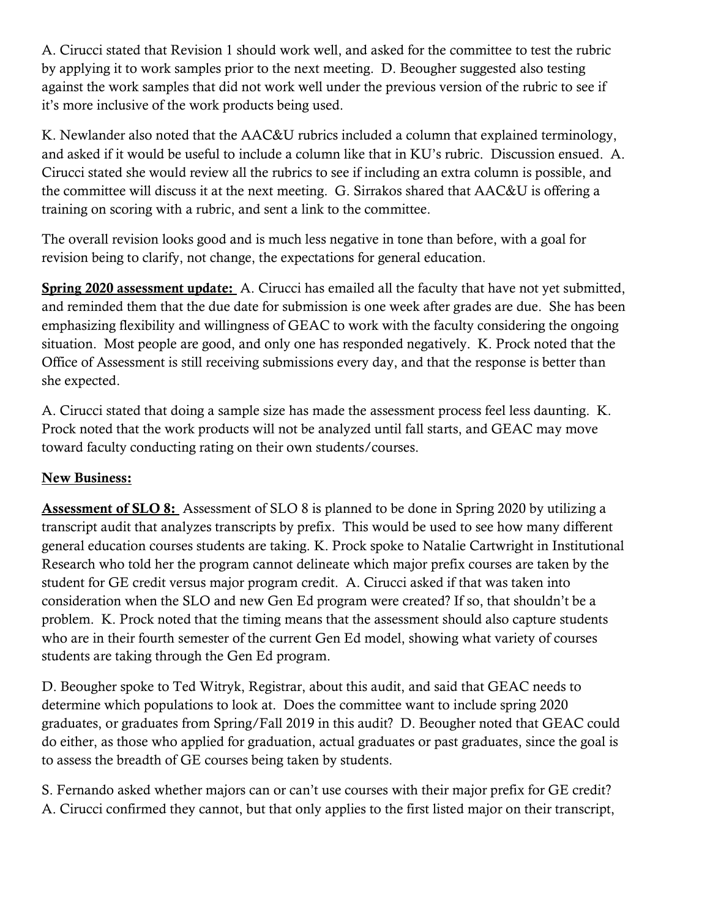A. Cirucci stated that Revision 1 should work well, and asked for the committee to test the rubric by applying it to work samples prior to the next meeting. D. Beougher suggested also testing against the work samples that did not work well under the previous version of the rubric to see if it's more inclusive of the work products being used.

K. Newlander also noted that the AAC&U rubrics included a column that explained terminology, and asked if it would be useful to include a column like that in KU's rubric. Discussion ensued. A. Cirucci stated she would review all the rubrics to see if including an extra column is possible, and the committee will discuss it at the next meeting. G. Sirrakos shared that AAC&U is offering a training on scoring with a rubric, and sent a link to the committee.

The overall revision looks good and is much less negative in tone than before, with a goal for revision being to clarify, not change, the expectations for general education.

**Spring 2020 assessment update:** A. Cirucci has emailed all the faculty that have not yet submitted, and reminded them that the due date for submission is one week after grades are due. She has been emphasizing flexibility and willingness of GEAC to work with the faculty considering the ongoing situation. Most people are good, and only one has responded negatively. K. Prock noted that the Office of Assessment is still receiving submissions every day, and that the response is better than she expected.

A. Cirucci stated that doing a sample size has made the assessment process feel less daunting. K. Prock noted that the work products will not be analyzed until fall starts, and GEAC may move toward faculty conducting rating on their own students/courses.

**New Business:**

**Assessment of SLO 8:** Assessment of SLO 8 is planned to be done in Spring 2020 by utilizing a transcript audit that analyzes transcripts by prefix. This would be used to see how many different general education courses students are taking. K. Prock spoke to Natalie Cartwright in Institutional Research who told her the program cannot delineate which major prefix courses are taken by the student for GE credit versus major program credit. A. Cirucci asked if that was taken into consideration when the SLO and new Gen Ed program were created? If so, that shouldn't be a problem. K. Prock noted that the timing means that the assessment should also capture students who are in their fourth semester of the current Gen Ed model, showing what variety of courses students are taking through the Gen Ed program.

D. Beougher spoke to Ted Witryk, Registrar, about this audit, and said that GEAC needs to determine which populations to look at. Does the committee want to include spring 2020 graduates, or graduates from Spring/Fall 2019 in this audit? D. Beougher noted that GEAC could do either, as those who applied for graduation, actual graduates or past graduates, since the goal is to assess the breadth of GE courses being taken by students.

S. Fernando asked whether majors can or can't use courses with their major prefix for GE credit? A. Cirucci confirmed they cannot, but that only applies to the first listed major on their transcript,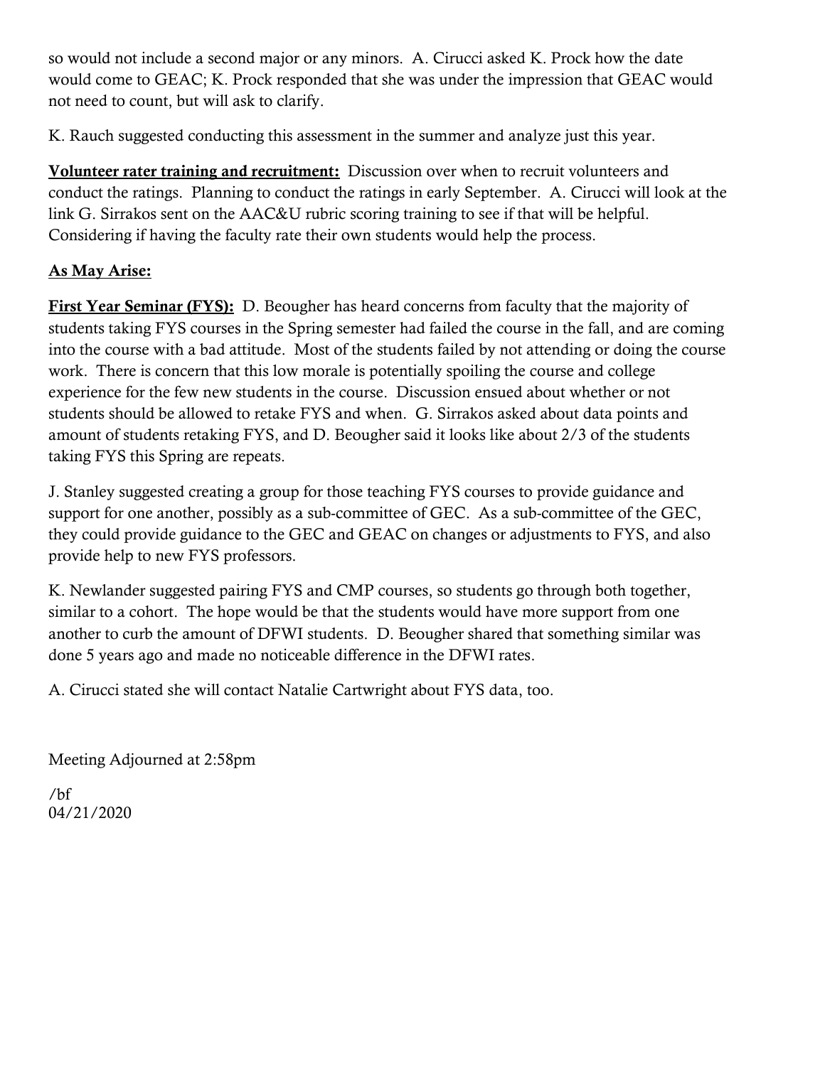so would not include a second major or any minors. A. Cirucci asked K. Prock how the date would come to GEAC; K. Prock responded that she was under the impression that GEAC would not need to count, but will ask to clarify.

K. Rauch suggested conducting this assessment in the summer and analyze just this year.

**Volunteer rater training and recruitment:** Discussion over when to recruit volunteers and conduct the ratings. Planning to conduct the ratings in early September. A. Cirucci will look at the link G. Sirrakos sent on the AAC&U rubric scoring training to see if that will be helpful. Considering if having the faculty rate their own students would help the process.

**As May Arise:**

**First Year Seminar (FYS):** D. Beougher has heard concerns from faculty that the majority of students taking FYS courses in the Spring semester had failed the course in the fall, and are coming into the course with a bad attitude. Most of the students failed by not attending or doing the course work. There is concern that this low morale is potentially spoiling the course and college experience for the few new students in the course. Discussion ensued about whether or not students should be allowed to retake FYS and when. G. Sirrakos asked about data points and amount of students retaking FYS, and D. Beougher said it looks like about 2/3 of the students taking FYS this Spring are repeats.

J. Stanley suggested creating a group for those teaching FYS courses to provide guidance and support for one another, possibly as a sub-committee of GEC. As a sub-committee of the GEC, they could provide guidance to the GEC and GEAC on changes or adjustments to FYS, and also provide help to new FYS professors.

K. Newlander suggested pairing FYS and CMP courses, so students go through both together, similar to a cohort. The hope would be that the students would have more support from one another to curb the amount of DFWI students. D. Beougher shared that something similar was done 5 years ago and made no noticeable difference in the DFWI rates.

A. Cirucci stated she will contact Natalie Cartwright about FYS data, too.

Meeting Adjourned at 2:58pm

/bf
04/21/2020